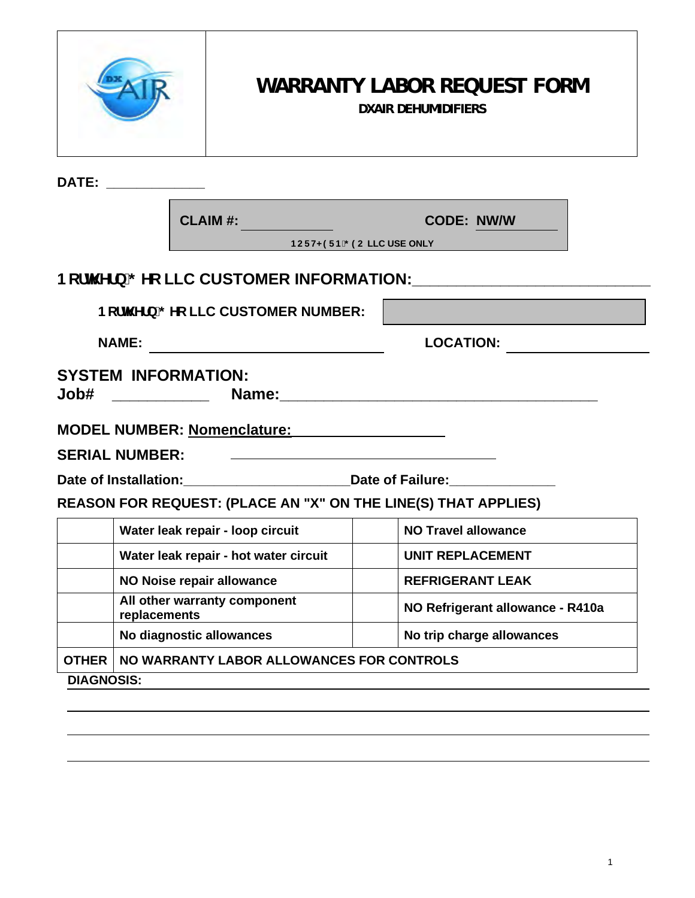# WARRANTY LABOR REQUEST FORM

**DXAIR DEHUMIDIFIERS**

**DATE:** ____________

| **CLAIM #:** ____________ | **CODE:** NW/W |
|---|---|
| 1257+(51*(2 LLC USE ONLY | |

## 1RUWKHUQ*HR LLC CUSTOMER INFORMATION: ____________

**1RUWKHUQ*HR LLC CUSTOMER NUMBER:** ____________

**NAME:** ____________ **LOCATION:** ____________

## SYSTEM INFORMATION:

**Job#** ____________ **Name:** ____________

**MODEL NUMBER:** **Nomenclature:** ____________

**SERIAL NUMBER:** ____________

**Date of Installation:** ____________ **Date of Failure:** ____________

**REASON FOR REQUEST: (PLACE AN "X" ON THE LINE(S) THAT APPLIES)**

| | | | |
|---|---|---|---|
| | Water leak repair - loop circuit | | NO Travel allowance |
| | Water leak repair - hot water circuit | | UNIT REPLACEMENT |
| | NO Noise repair allowance | | REFRIGERANT LEAK |
| | All other warranty component replacements | | NO Refrigerant allowance - R410a |
| | No diagnostic allowances | | No trip charge allowances |
| OTHER | NO WARRANTY LABOR ALLOWANCES FOR CONTROLS | | |

**DIAGNOSIS:** ____________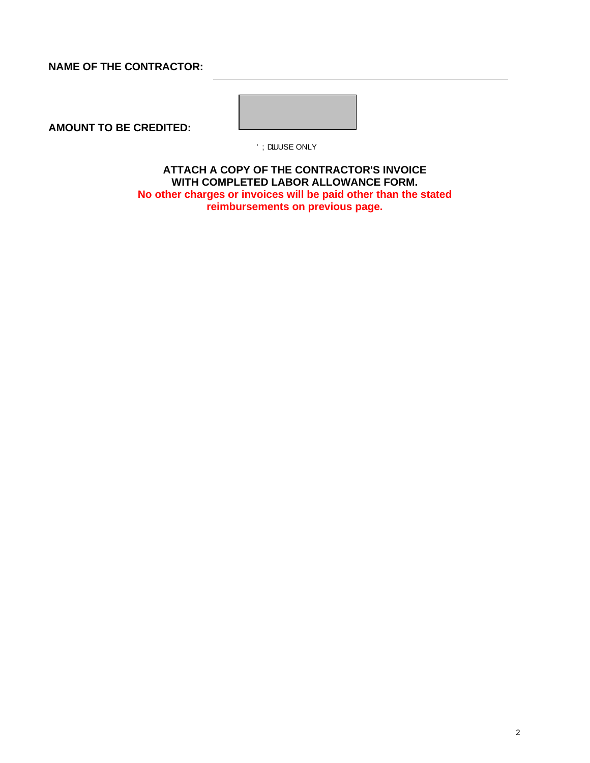**NAME OF THE CONTRACTOR:** ______________________________________________

**AMOUNT TO BE CREDITED:**

' ; DLLUSE ONLY

**ATTACH A COPY OF THE CONTRACTOR'S INVOICE WITH COMPLETED LABOR ALLOWANCE FORM.**

**No other charges or invoices will be paid other than the stated reimbursements on previous page.**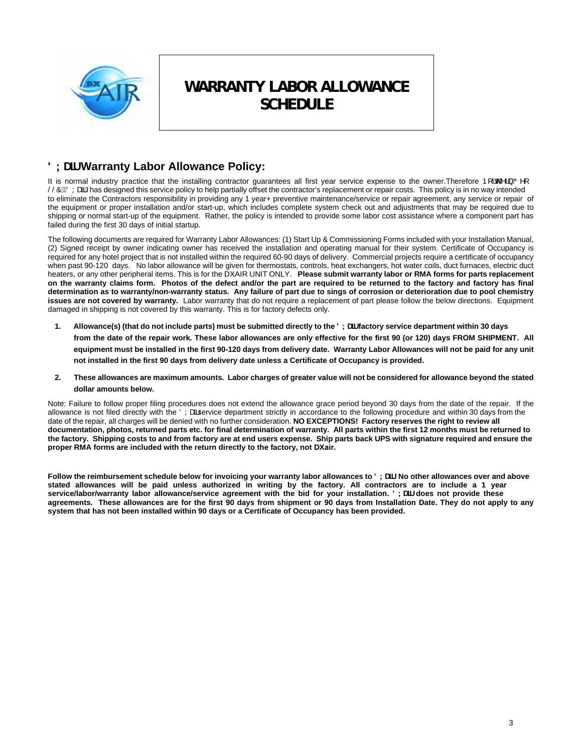# WARRANTY LABOR ALLOWANCE SCHEDULE

## ' ; DLU Warranty Labor Allowance Policy:

It is normal industry practice that the installing contractor guarantees all first year service expense to the owner.Therefore 1 RUWKHUQ\* HR / / &\ ' ; DLU has designed this service policy to help partially offset the contractor's replacement or repair costs. This policy is in no way intended to eliminate the Contractors responsibility in providing any 1 year+ preventive maintenance/service or repair agreement, any service or repair of the equipment or proper installation and/or start-up, which includes complete system check out and adjustments that may be required due to shipping or normal start-up of the equipment. Rather, the policy is intended to provide some labor cost assistance where a component part has failed during the first 30 days of initial startup.

The following documents are required for Warranty Labor Allowances: (1) Start Up & Commissioning Forms included with your Installation Manual, (2) Signed receipt by owner indicating owner has received the installation and operating manual for their system. Certificate of Occupancy is required for any hotel project that is not installed within the required 60-90 days of delivery. Commercial projects require a certificate of occupancy when past 90-120 days. No labor allowance will be given for thermostats, controls, heat exchangers, hot water coils, duct furnaces, electric duct heaters, or any other peripheral items. This is for the DXAIR UNIT ONLY. **Please submit warranty labor or RMA forms for parts replacement on the warranty claims form. Photos of the defect and/or the part are required to be returned to the factory and factory has final determination as to warranty/non-warranty status. Any failure of part due to sings of corrosion or deterioration due to pool chemistry issues are not covered by warranty.** Labor warranty that do not require a replacement of part please follow the below directions. Equipment damaged in shipping is not covered by this warranty. This is for factory defects only.

1. **Allowance(s) (that do not include parts) must be submitted directly to the ' ; DLU factory service department within 30 days from the date of the repair work. These labor allowances are only effective for the first 90 (or 120) days FROM SHIPMENT. All equipment must be installed in the first 90-120 days from delivery date. Warranty Labor Allowances will not be paid for any unit not installed in the first 90 days from delivery date unless a Certificate of Occupancy is provided.**
2. **These allowances are maximum amounts. Labor charges of greater value will not be considered for allowance beyond the stated dollar amounts below.**

Note: Failure to follow proper filing procedures does not extend the allowance grace period beyond 30 days from the date of the repair. If the allowance is not filed directly with the ' ; DLU service department strictly in accordance to the following procedure and within 30 days from the date of the repair, all charges will be denied with no further consideration. **NO EXCEPTIONS! Factory reserves the right to review all documentation, photos, returned parts etc. for final determination of warranty. All parts within the first 12 months must be returned to the factory. Shipping costs to and from factory are at end users expense. Ship parts back UPS with signature required and ensure the proper RMA forms are included with the return directly to the factory, not DXair.**

**Follow the reimbursement schedule below for invoicing your warranty labor allowances to ' ; DLU No other allowances over and above stated allowances will be paid unless authorized in writing by the factory. All contractors are to include a 1 year service/labor/warranty labor allowance/service agreement with the bid for your installation. ' ; DLU does not provide these agreements. These allowances are for the first 90 days from shipment or 90 days from Installation Date. They do not apply to any system that has not been installed within 90 days or a Certificate of Occupancy has been provided.**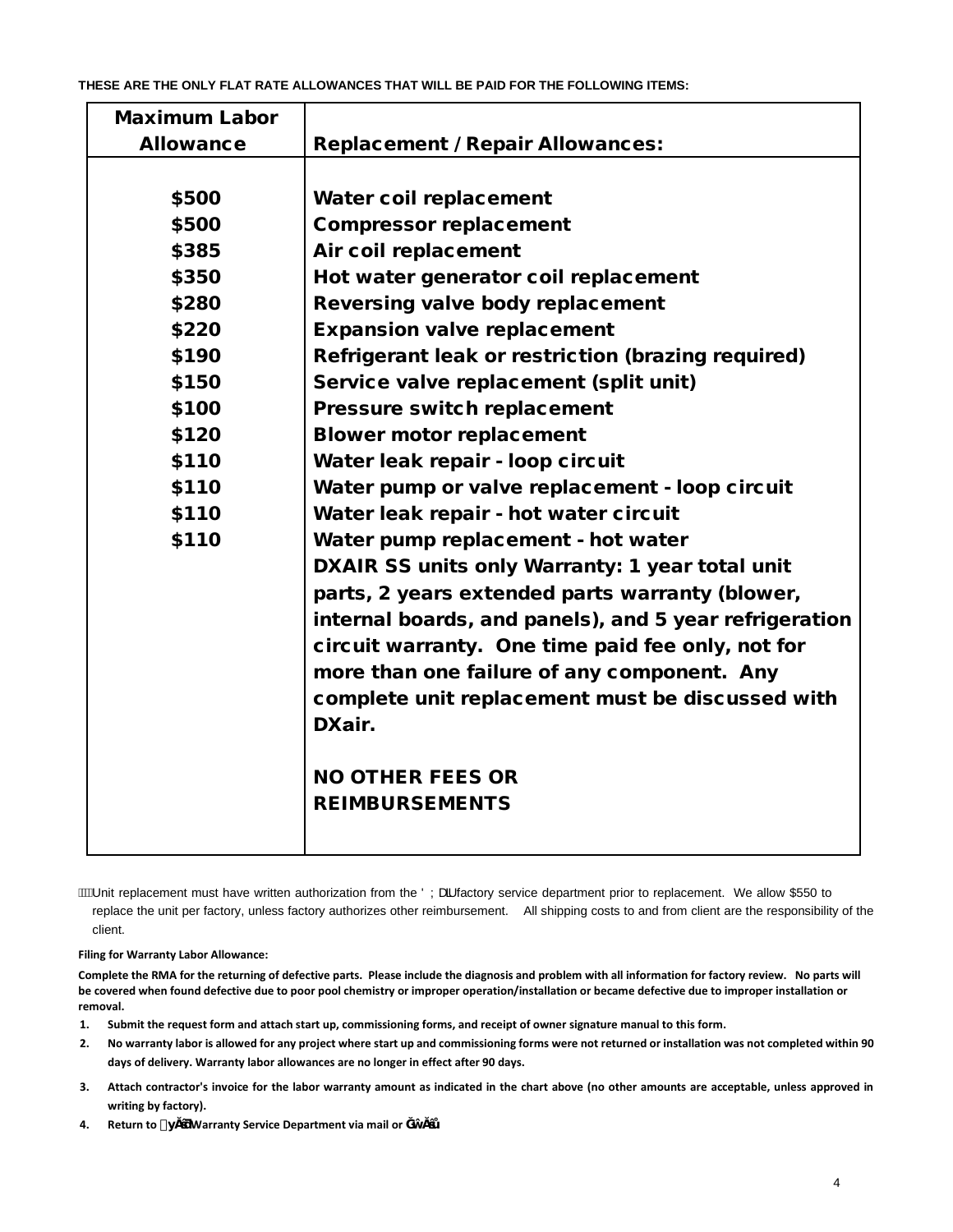**THESE ARE THE ONLY FLAT RATE ALLOWANCES THAT WILL BE PAID FOR THE FOLLOWING ITEMS:**

| Maximum Labor Allowance | Replacement / Repair Allowances: |
|---|---|
| $500 | Water coil replacement |
| $500 | Compressor replacement |
| $385 | Air coil replacement |
| $350 | Hot water generator coil replacement |
| $280 | Reversing valve body replacement |
| $220 | Expansion valve replacement |
| $190 | Refrigerant leak or restriction (brazing required) |
| $150 | Service valve replacement (split unit) |
| $100 | Pressure switch replacement |
| $120 | Blower motor replacement |
| $110 | Water leak repair - loop circuit |
| $110 | Water pump or valve replacement - loop circuit |
| $110 | Water leak repair - hot water circuit |
| $110 | Water pump replacement - hot water |
| | DXAIR SS units only Warranty: 1 year total unit parts, 2 years extended parts warranty (blower, internal boards, and panels), and 5 year refrigeration circuit warranty. One time paid fee only, not for more than one failure of any component. Any complete unit replacement must be discussed with DXair. |
| | NO OTHER FEES OR REIMBURSEMENTS |

Unit replacement must have written authorization from the DXair factory service department prior to replacement. We allow $550 to replace the unit per factory, unless factory authorizes other reimbursement. All shipping costs to and from client are the responsibility of the client.

**Filing for Warranty Labor Allowance:**

**Complete the RMA for the returning of defective parts. Please include the diagnosis and problem with all information for factory review. No parts will be covered when found defective due to poor pool chemistry or improper operation/installation or became defective due to improper installation or removal.**

1. **Submit the request form and attach start up, commissioning forms, and receipt of owner signature manual to this form.**
2. **No warranty labor is allowed for any project where start up and commissioning forms were not returned or installation was not completed within 90 days of delivery. Warranty labor allowances are no longer in effect after 90 days.**
3. **Attach contractor's invoice for the labor warranty amount as indicated in the chart above (no other amounts are acceptable, unless approved in writing by factory).**
4. **Return to DXair Warranty Service Department via mail or email.**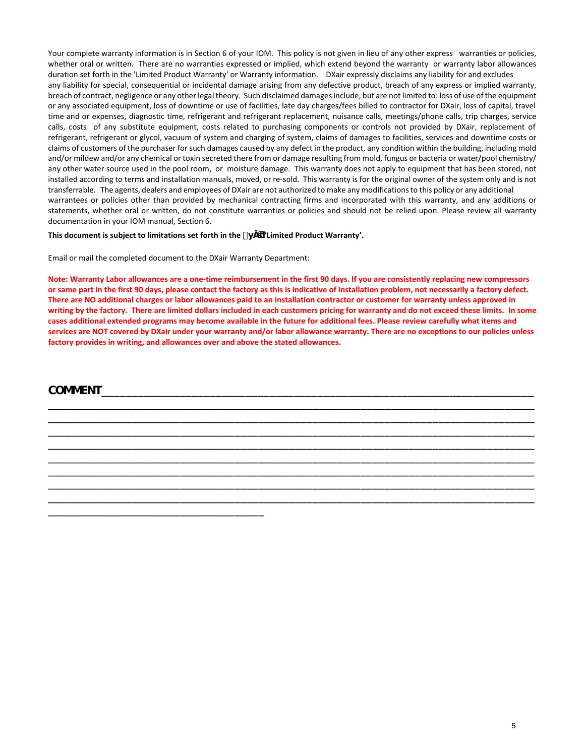Your complete warranty information is in Section 6 of your IOM. This policy is not given in lieu of any other express warranties or policies, whether oral or written. There are no warranties expressed or implied, which extend beyond the warranty or warranty labor allowances duration set forth in the 'Limited Product Warranty' or Warranty information. DXair expressly disclaims any liability for and excludes any liability for special, consequential or incidental damage arising from any defective product, breach of any express or implied warranty, breach of contract, negligence or any other legal theory. Such disclaimed damages include, but are not limited to: loss of use of the equipment or any associated equipment, loss of downtime or use of facilities, late day charges/fees billed to contractor for DXair, loss of capital, travel time and or expenses, diagnostic time, refrigerant and refrigerant replacement, nuisance calls, meetings/phone calls, trip charges, service calls, costs of any substitute equipment, costs related to purchasing components or controls not provided by DXair, replacement of refrigerant, refrigerant or glycol, vacuum of system and charging of system, claims of damages to facilities, services and downtime costs or claims of customers of the purchaser for such damages caused by any defect in the product, any condition within the building, including mold and/or mildew and/or any chemical or toxin secreted there from or damage resulting from mold, fungus or bacteria or water/pool chemistry/ any other water source used in the pool room, or moisture damage. This warranty does not apply to equipment that has been stored, not installed according to terms and installation manuals, moved, or re-sold. This warranty is for the original owner of the system only and is not transferrable. The agents, dealers and employees of DXair are not authorized to make any modifications to this policy or any additional warrantees or policies other than provided by mechanical contracting firms and incorporated with this warranty, and any additions or statements, whether oral or written, do not constitute warranties or policies and should not be relied upon. Please review all warranty documentation in your IOM manual, Section 6.

**This document is subject to limitations set forth in the yĂŝƌ'Limited Product Warranty'.**

Email or mail the completed document to the DXair Warranty Department:

**Note: Warranty Labor allowances are a one-time reimbursement in the first 90 days. If you are consistently replacing new compressors or same part in the first 90 days, please contact the factory as this is indicative of installation problem, not necessarily a factory defect. There are NO additional charges or labor allowances paid to an installation contractor or customer for warranty unless approved in writing by the factory. There are limited dollars included in each customers pricing for warranty and do not exceed these limits. In some cases additional extended programs may become available in the future for additional fees. Please review carefully what items and services are NOT covered by DXair under your warranty and/or labor allowance warranty. There are no exceptions to our policies unless factory provides in writing, and allowances over and above the stated allowances.**

**COMMENT**_______________________________________________________________________________

_____________________________________________________________________________________

_____________________________________________________________________________________

_____________________________________________________________________________________

_____________________________________________________________________________________

_____________________________________________________________________________________

_____________________________________________________________________________________

_____________________________________________________________________________________

_____________________________________________________________________________________

________________________________________